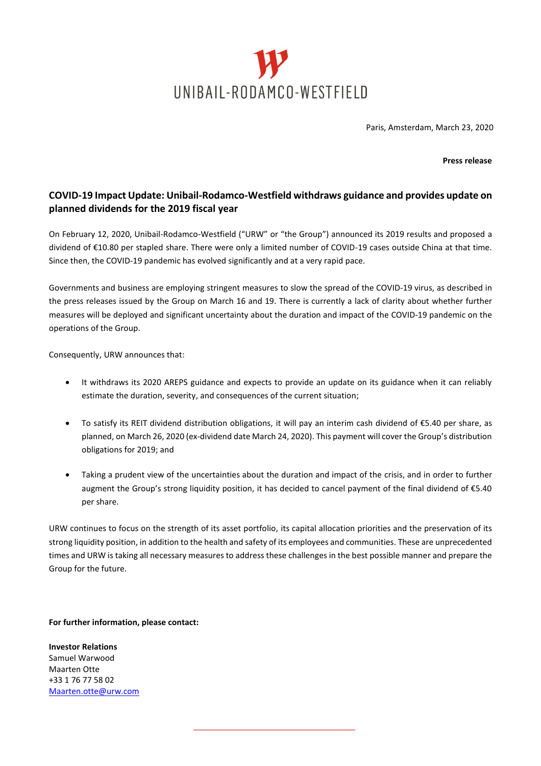UNIBAIL-RODAMCO-WESTFIELD

Paris, Amsterdam, March 23, 2020

**Press release**

## COVID-19 Impact Update: Unibail-Rodamco-Westfield withdraws guidance and provides update on planned dividends for the 2019 fiscal year

On February 12, 2020, Unibail-Rodamco-Westfield ("URW" or "the Group") announced its 2019 results and proposed a dividend of €10.80 per stapled share. There were only a limited number of COVID-19 cases outside China at that time. Since then, the COVID-19 pandemic has evolved significantly and at a very rapid pace.

Governments and business are employing stringent measures to slow the spread of the COVID-19 virus, as described in the press releases issued by the Group on March 16 and 19. There is currently a lack of clarity about whether further measures will be deployed and significant uncertainty about the duration and impact of the COVID-19 pandemic on the operations of the Group.

Consequently, URW announces that:

- It withdraws its 2020 AREPS guidance and expects to provide an update on its guidance when it can reliably estimate the duration, severity, and consequences of the current situation;
- To satisfy its REIT dividend distribution obligations, it will pay an interim cash dividend of €5.40 per share, as planned, on March 26, 2020 (ex-dividend date March 24, 2020). This payment will cover the Group's distribution obligations for 2019; and
- Taking a prudent view of the uncertainties about the duration and impact of the crisis, and in order to further augment the Group's strong liquidity position, it has decided to cancel payment of the final dividend of €5.40 per share.

URW continues to focus on the strength of its asset portfolio, its capital allocation priorities and the preservation of its strong liquidity position, in addition to the health and safety of its employees and communities. These are unprecedented times and URW is taking all necessary measures to address these challenges in the best possible manner and prepare the Group for the future.

**For further information, please contact:**

**Investor Relations**
Samuel Warwood
Maarten Otte
+33 1 76 77 58 02
Maarten.otte@urw.com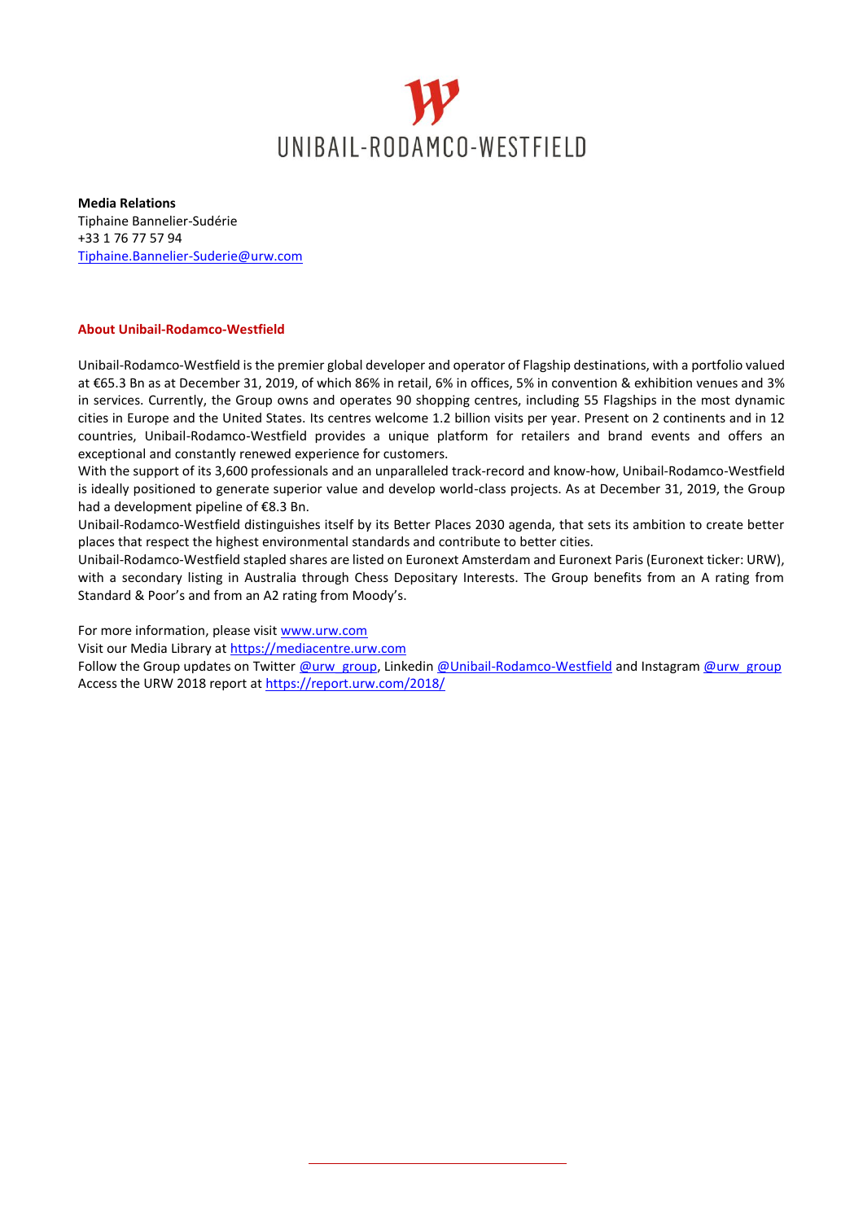**Media Relations**
Tiphaine Bannelier-Sudérie
+33 1 76 77 57 94
Tiphaine.Bannelier-Suderie@urw.com

**About Unibail-Rodamco-Westfield**

Unibail-Rodamco-Westfield is the premier global developer and operator of Flagship destinations, with a portfolio valued at €65.3 Bn as at December 31, 2019, of which 86% in retail, 6% in offices, 5% in convention & exhibition venues and 3% in services. Currently, the Group owns and operates 90 shopping centres, including 55 Flagships in the most dynamic cities in Europe and the United States. Its centres welcome 1.2 billion visits per year. Present on 2 continents and in 12 countries, Unibail-Rodamco-Westfield provides a unique platform for retailers and brand events and offers an exceptional and constantly renewed experience for customers.
With the support of its 3,600 professionals and an unparalleled track-record and know-how, Unibail-Rodamco-Westfield is ideally positioned to generate superior value and develop world-class projects. As at December 31, 2019, the Group had a development pipeline of €8.3 Bn.
Unibail-Rodamco-Westfield distinguishes itself by its Better Places 2030 agenda, that sets its ambition to create better places that respect the highest environmental standards and contribute to better cities.
Unibail-Rodamco-Westfield stapled shares are listed on Euronext Amsterdam and Euronext Paris (Euronext ticker: URW), with a secondary listing in Australia through Chess Depositary Interests. The Group benefits from an A rating from Standard & Poor's and from an A2 rating from Moody's.

For more information, please visit www.urw.com
Visit our Media Library at https://mediacentre.urw.com
Follow the Group updates on Twitter @urw_group, Linkedin @Unibail-Rodamco-Westfield and Instagram @urw_group
Access the URW 2018 report at https://report.urw.com/2018/